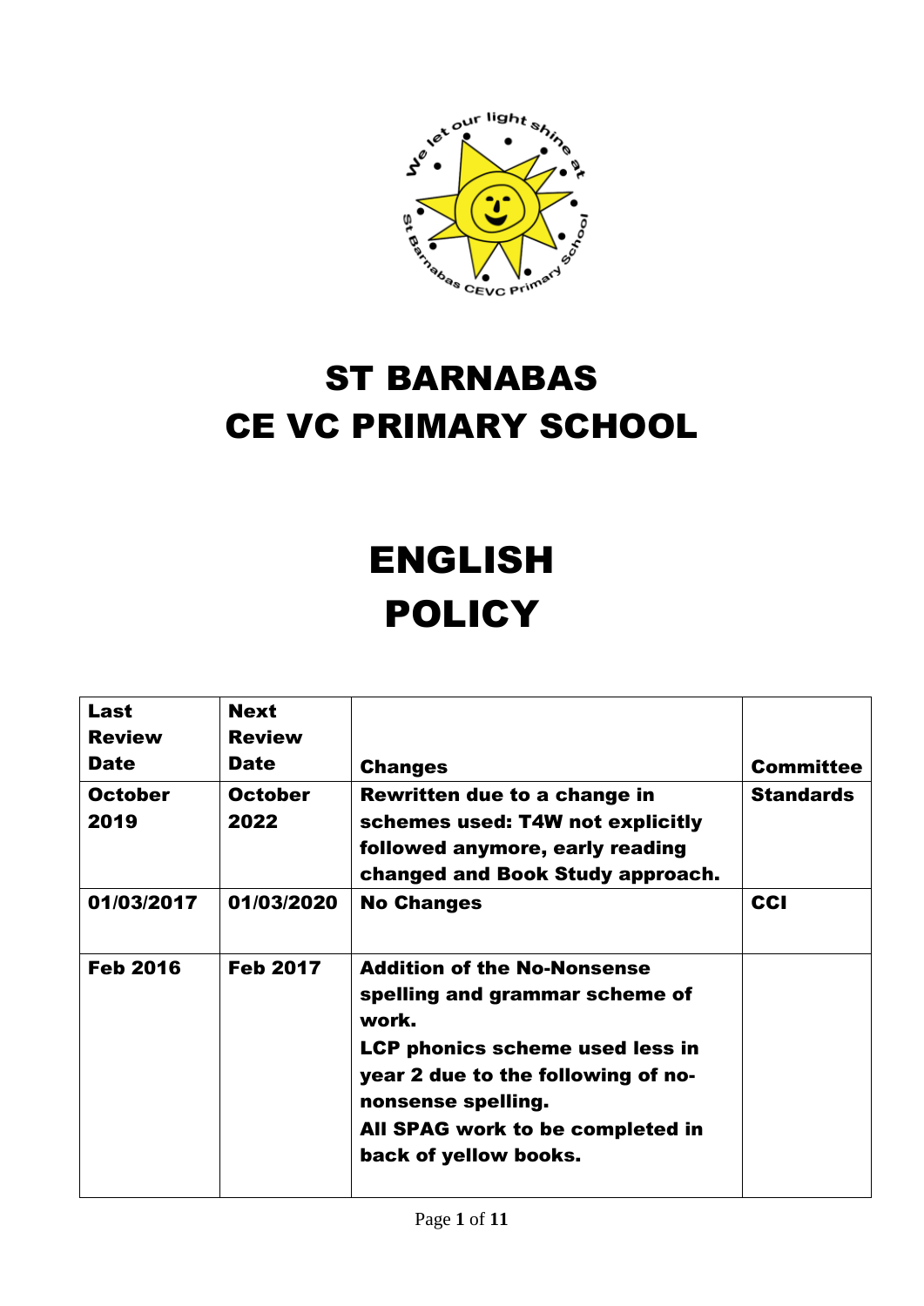# ST BARNABAS CE VC PRIMARY SCHOOL

# ENGLISH POLICY

| Last Review Date | Next Review Date | Changes | Committee |
|---|---|---|---|
| October 2019 | October 2022 | Rewritten due to a change in schemes used: T4W not explicitly followed anymore, early reading changed and Book Study approach. | Standards |
| 01/03/2017 | 01/03/2020 | No Changes | CCI |
| Feb 2016 | Feb 2017 | Addition of the No-Nonsense spelling and grammar scheme of work.<br>LCP phonics scheme used less in year 2 due to the following of no-nonsense spelling.<br>All SPAG work to be completed in back of yellow books. | |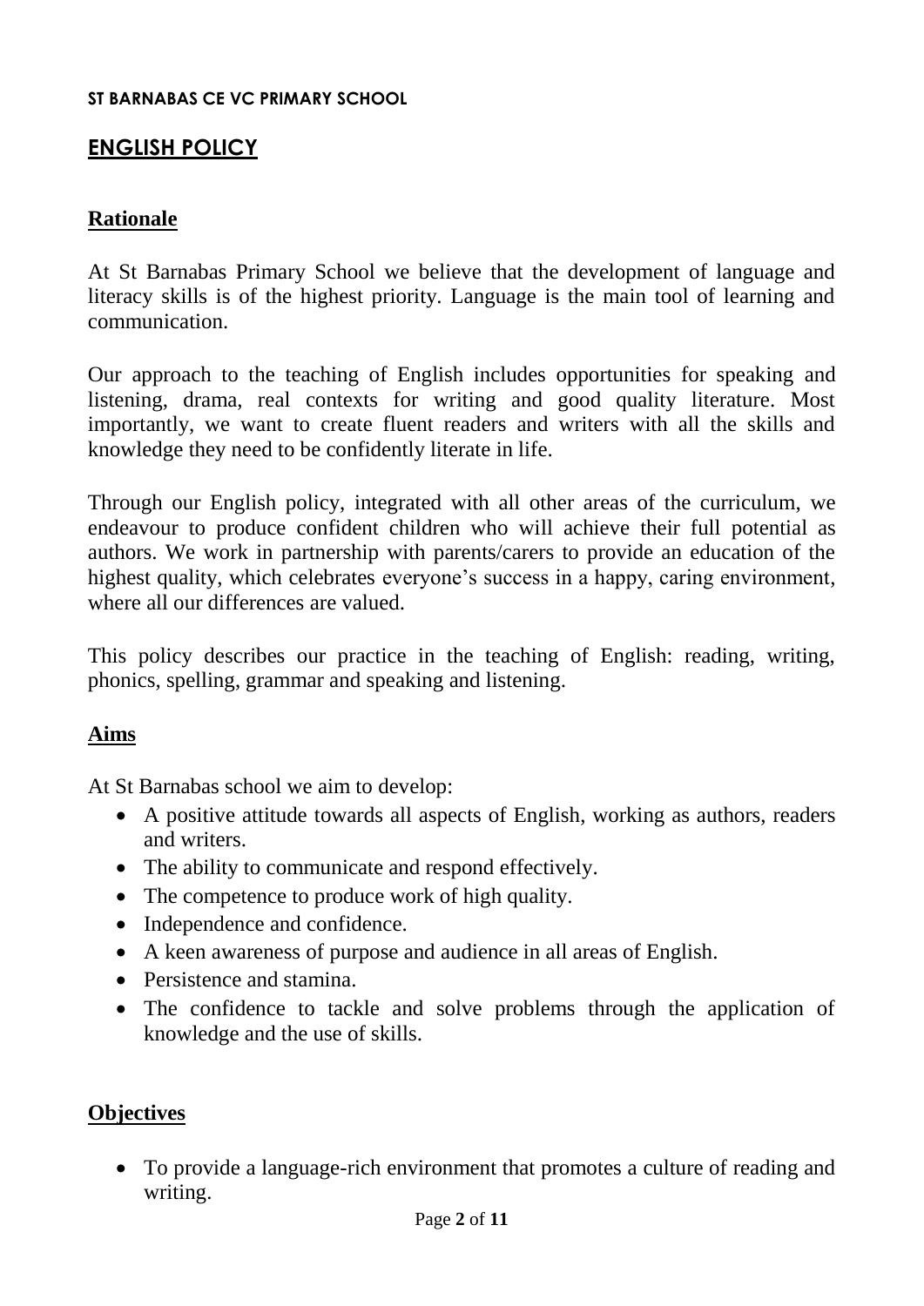**ST BARNABAS CE VC PRIMARY SCHOOL**

# ENGLISH POLICY

## Rationale

At St Barnabas Primary School we believe that the development of language and literacy skills is of the highest priority. Language is the main tool of learning and communication.

Our approach to the teaching of English includes opportunities for speaking and listening, drama, real contexts for writing and good quality literature. Most importantly, we want to create fluent readers and writers with all the skills and knowledge they need to be confidently literate in life.

Through our English policy, integrated with all other areas of the curriculum, we endeavour to produce confident children who will achieve their full potential as authors. We work in partnership with parents/carers to provide an education of the highest quality, which celebrates everyone's success in a happy, caring environment, where all our differences are valued.

This policy describes our practice in the teaching of English: reading, writing, phonics, spelling, grammar and speaking and listening.

## Aims

At St Barnabas school we aim to develop:

- A positive attitude towards all aspects of English, working as authors, readers and writers.
- The ability to communicate and respond effectively.
- The competence to produce work of high quality.
- Independence and confidence.
- A keen awareness of purpose and audience in all areas of English.
- Persistence and stamina.
- The confidence to tackle and solve problems through the application of knowledge and the use of skills.

## Objectives

- To provide a language-rich environment that promotes a culture of reading and writing.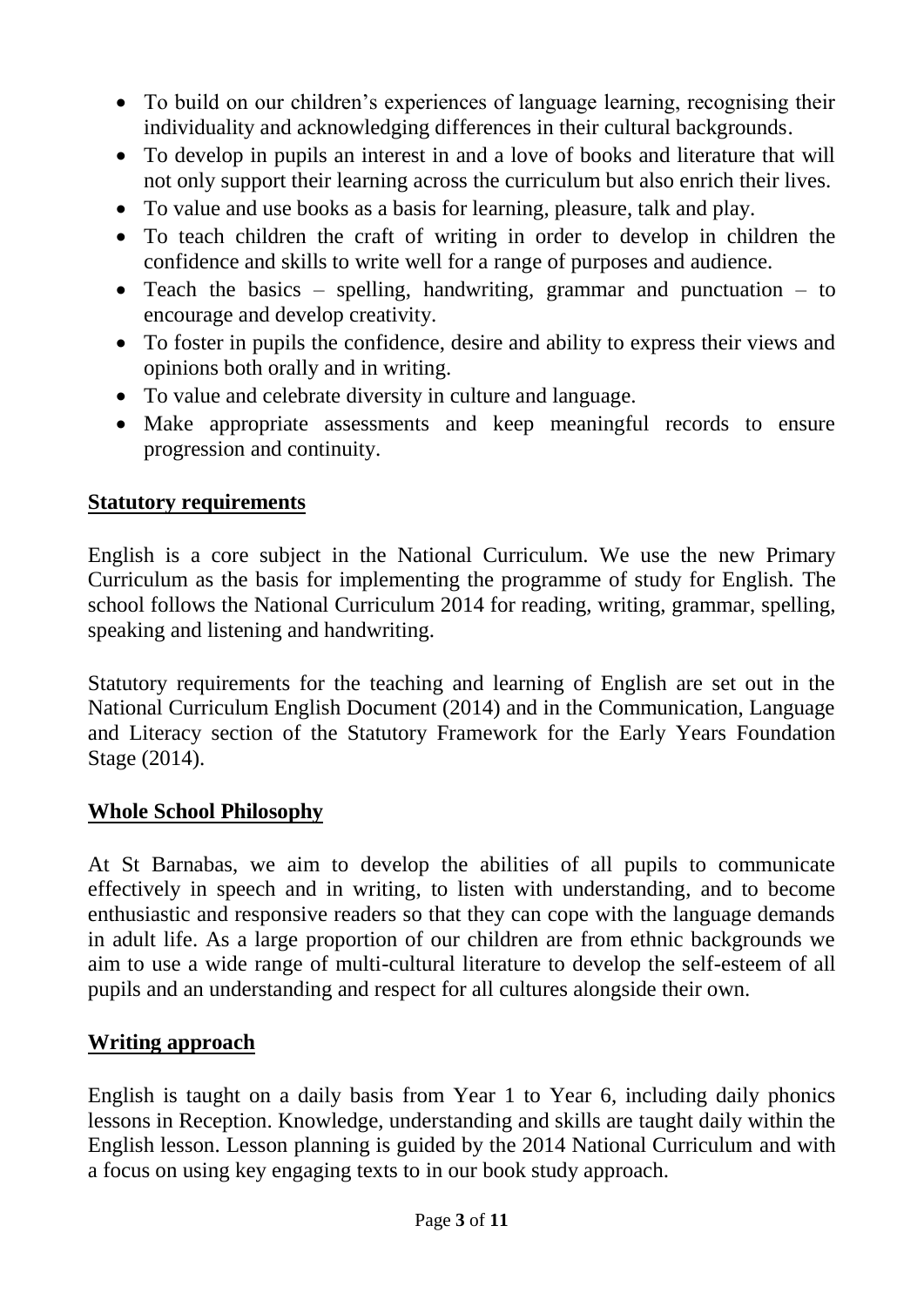- To build on our children's experiences of language learning, recognising their individuality and acknowledging differences in their cultural backgrounds.
- To develop in pupils an interest in and a love of books and literature that will not only support their learning across the curriculum but also enrich their lives.
- To value and use books as a basis for learning, pleasure, talk and play.
- To teach children the craft of writing in order to develop in children the confidence and skills to write well for a range of purposes and audience.
- Teach the basics – spelling, handwriting, grammar and punctuation – to encourage and develop creativity.
- To foster in pupils the confidence, desire and ability to express their views and opinions both orally and in writing.
- To value and celebrate diversity in culture and language.
- Make appropriate assessments and keep meaningful records to ensure progression and continuity.

## Statutory requirements

English is a core subject in the National Curriculum. We use the new Primary Curriculum as the basis for implementing the programme of study for English. The school follows the National Curriculum 2014 for reading, writing, grammar, spelling, speaking and listening and handwriting.

Statutory requirements for the teaching and learning of English are set out in the National Curriculum English Document (2014) and in the Communication, Language and Literacy section of the Statutory Framework for the Early Years Foundation Stage (2014).

## Whole School Philosophy

At St Barnabas, we aim to develop the abilities of all pupils to communicate effectively in speech and in writing, to listen with understanding, and to become enthusiastic and responsive readers so that they can cope with the language demands in adult life. As a large proportion of our children are from ethnic backgrounds we aim to use a wide range of multi-cultural literature to develop the self-esteem of all pupils and an understanding and respect for all cultures alongside their own.

## Writing approach

English is taught on a daily basis from Year 1 to Year 6, including daily phonics lessons in Reception. Knowledge, understanding and skills are taught daily within the English lesson. Lesson planning is guided by the 2014 National Curriculum and with a focus on using key engaging texts to in our book study approach.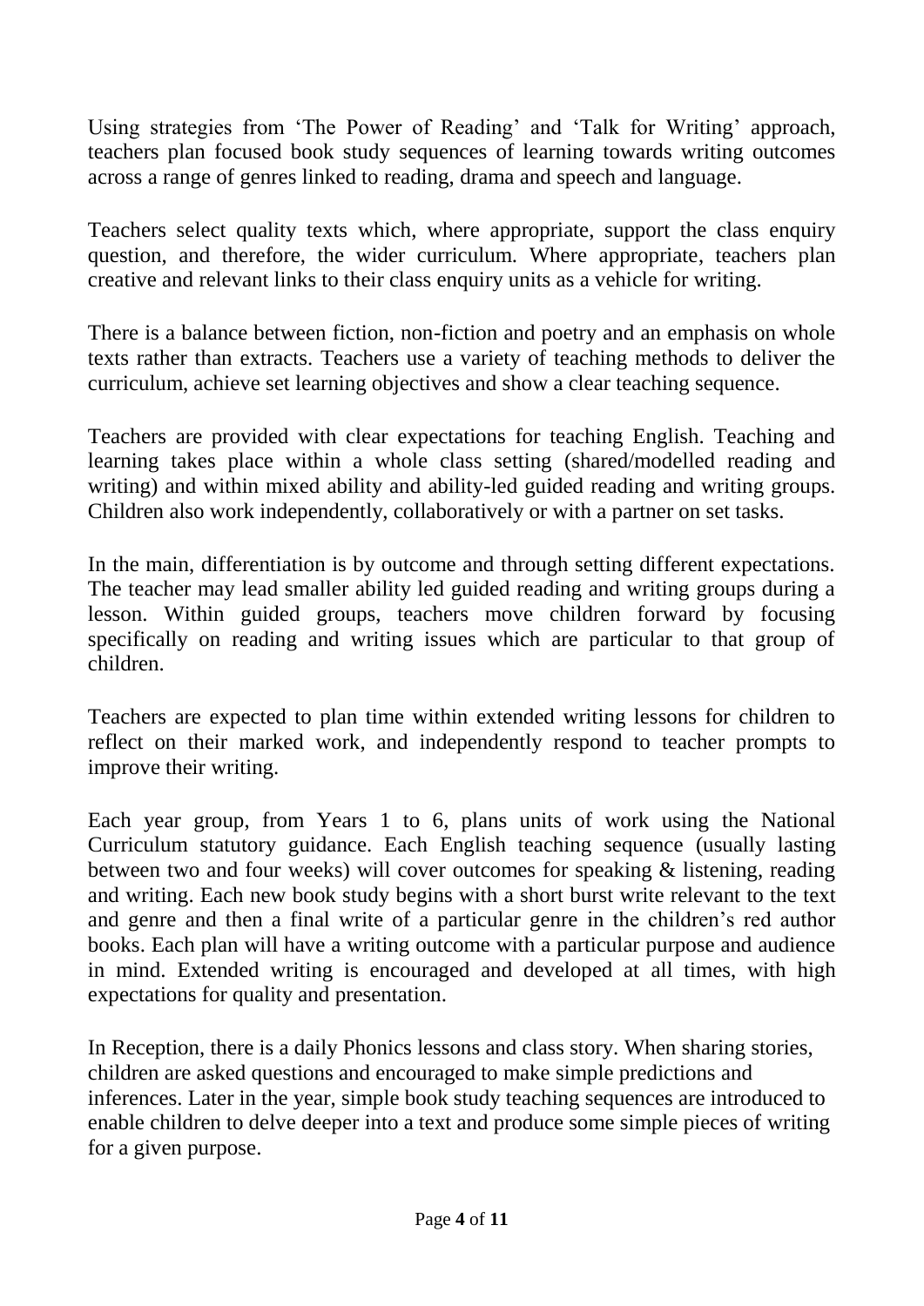Using strategies from 'The Power of Reading' and 'Talk for Writing' approach, teachers plan focused book study sequences of learning towards writing outcomes across a range of genres linked to reading, drama and speech and language.

Teachers select quality texts which, where appropriate, support the class enquiry question, and therefore, the wider curriculum. Where appropriate, teachers plan creative and relevant links to their class enquiry units as a vehicle for writing.

There is a balance between fiction, non-fiction and poetry and an emphasis on whole texts rather than extracts. Teachers use a variety of teaching methods to deliver the curriculum, achieve set learning objectives and show a clear teaching sequence.

Teachers are provided with clear expectations for teaching English. Teaching and learning takes place within a whole class setting (shared/modelled reading and writing) and within mixed ability and ability-led guided reading and writing groups. Children also work independently, collaboratively or with a partner on set tasks.

In the main, differentiation is by outcome and through setting different expectations. The teacher may lead smaller ability led guided reading and writing groups during a lesson. Within guided groups, teachers move children forward by focusing specifically on reading and writing issues which are particular to that group of children.

Teachers are expected to plan time within extended writing lessons for children to reflect on their marked work, and independently respond to teacher prompts to improve their writing.

Each year group, from Years 1 to 6, plans units of work using the National Curriculum statutory guidance. Each English teaching sequence (usually lasting between two and four weeks) will cover outcomes for speaking & listening, reading and writing. Each new book study begins with a short burst write relevant to the text and genre and then a final write of a particular genre in the children's red author books. Each plan will have a writing outcome with a particular purpose and audience in mind. Extended writing is encouraged and developed at all times, with high expectations for quality and presentation.

In Reception, there is a daily Phonics lessons and class story. When sharing stories, children are asked questions and encouraged to make simple predictions and inferences. Later in the year, simple book study teaching sequences are introduced to enable children to delve deeper into a text and produce some simple pieces of writing for a given purpose.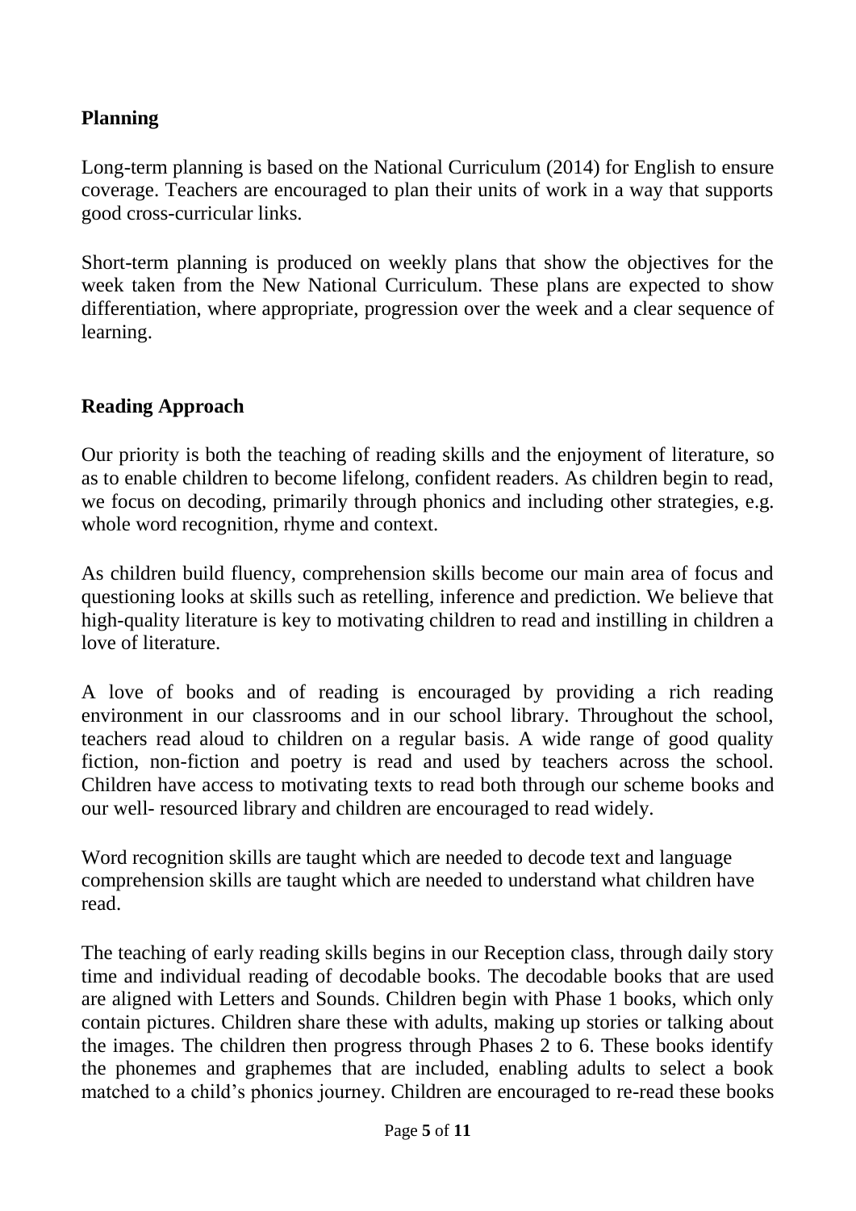## Planning

Long-term planning is based on the National Curriculum (2014) for English to ensure coverage. Teachers are encouraged to plan their units of work in a way that supports good cross-curricular links.

Short-term planning is produced on weekly plans that show the objectives for the week taken from the New National Curriculum. These plans are expected to show differentiation, where appropriate, progression over the week and a clear sequence of learning.

## Reading Approach

Our priority is both the teaching of reading skills and the enjoyment of literature, so as to enable children to become lifelong, confident readers. As children begin to read, we focus on decoding, primarily through phonics and including other strategies, e.g. whole word recognition, rhyme and context.

As children build fluency, comprehension skills become our main area of focus and questioning looks at skills such as retelling, inference and prediction. We believe that high-quality literature is key to motivating children to read and instilling in children a love of literature.

A love of books and of reading is encouraged by providing a rich reading environment in our classrooms and in our school library. Throughout the school, teachers read aloud to children on a regular basis. A wide range of good quality fiction, non-fiction and poetry is read and used by teachers across the school. Children have access to motivating texts to read both through our scheme books and our well- resourced library and children are encouraged to read widely.

Word recognition skills are taught which are needed to decode text and language comprehension skills are taught which are needed to understand what children have read.

The teaching of early reading skills begins in our Reception class, through daily story time and individual reading of decodable books. The decodable books that are used are aligned with Letters and Sounds. Children begin with Phase 1 books, which only contain pictures. Children share these with adults, making up stories or talking about the images. The children then progress through Phases 2 to 6. These books identify the phonemes and graphemes that are included, enabling adults to select a book matched to a child's phonics journey. Children are encouraged to re-read these books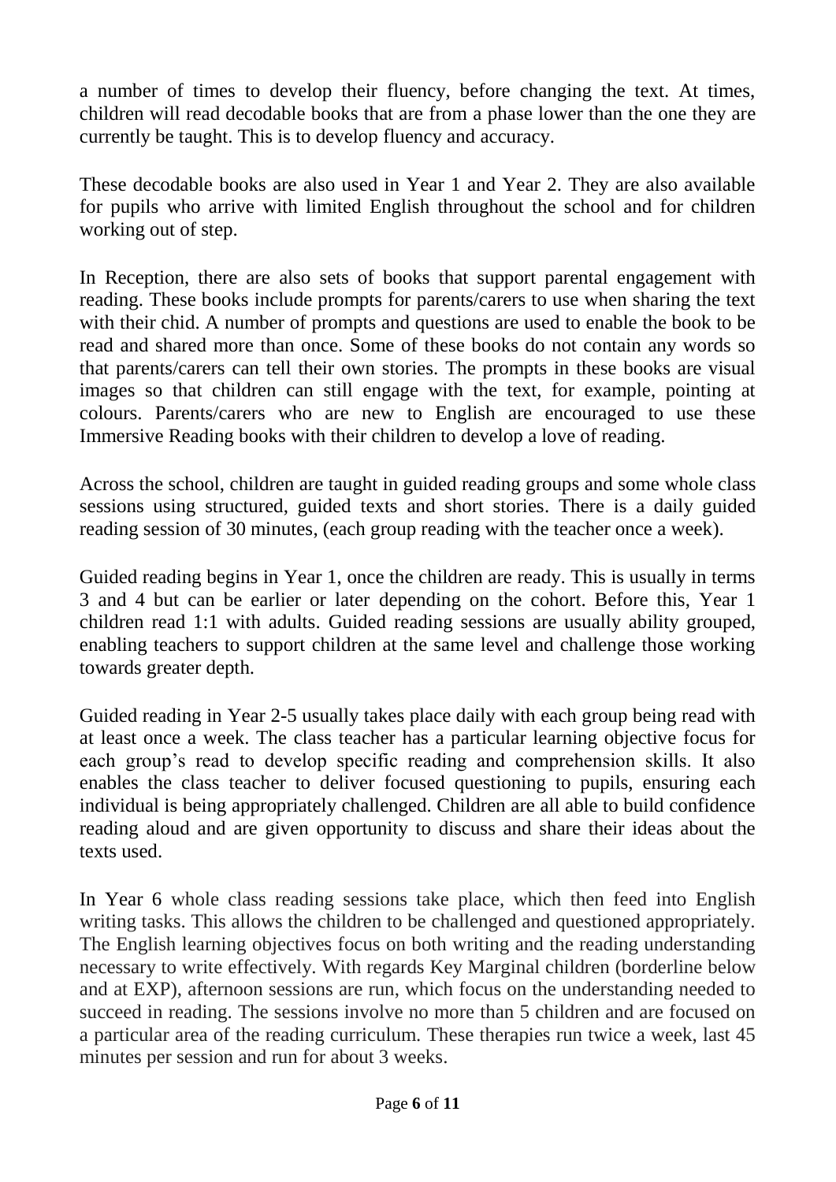a number of times to develop their fluency, before changing the text. At times, children will read decodable books that are from a phase lower than the one they are currently be taught. This is to develop fluency and accuracy.

These decodable books are also used in Year 1 and Year 2. They are also available for pupils who arrive with limited English throughout the school and for children working out of step.

In Reception, there are also sets of books that support parental engagement with reading. These books include prompts for parents/carers to use when sharing the text with their chid. A number of prompts and questions are used to enable the book to be read and shared more than once. Some of these books do not contain any words so that parents/carers can tell their own stories. The prompts in these books are visual images so that children can still engage with the text, for example, pointing at colours. Parents/carers who are new to English are encouraged to use these Immersive Reading books with their children to develop a love of reading.

Across the school, children are taught in guided reading groups and some whole class sessions using structured, guided texts and short stories. There is a daily guided reading session of 30 minutes, (each group reading with the teacher once a week).

Guided reading begins in Year 1, once the children are ready. This is usually in terms 3 and 4 but can be earlier or later depending on the cohort. Before this, Year 1 children read 1:1 with adults. Guided reading sessions are usually ability grouped, enabling teachers to support children at the same level and challenge those working towards greater depth.

Guided reading in Year 2-5 usually takes place daily with each group being read with at least once a week. The class teacher has a particular learning objective focus for each group's read to develop specific reading and comprehension skills. It also enables the class teacher to deliver focused questioning to pupils, ensuring each individual is being appropriately challenged. Children are all able to build confidence reading aloud and are given opportunity to discuss and share their ideas about the texts used.

In Year 6 whole class reading sessions take place, which then feed into English writing tasks. This allows the children to be challenged and questioned appropriately. The English learning objectives focus on both writing and the reading understanding necessary to write effectively. With regards Key Marginal children (borderline below and at EXP), afternoon sessions are run, which focus on the understanding needed to succeed in reading. The sessions involve no more than 5 children and are focused on a particular area of the reading curriculum. These therapies run twice a week, last 45 minutes per session and run for about 3 weeks.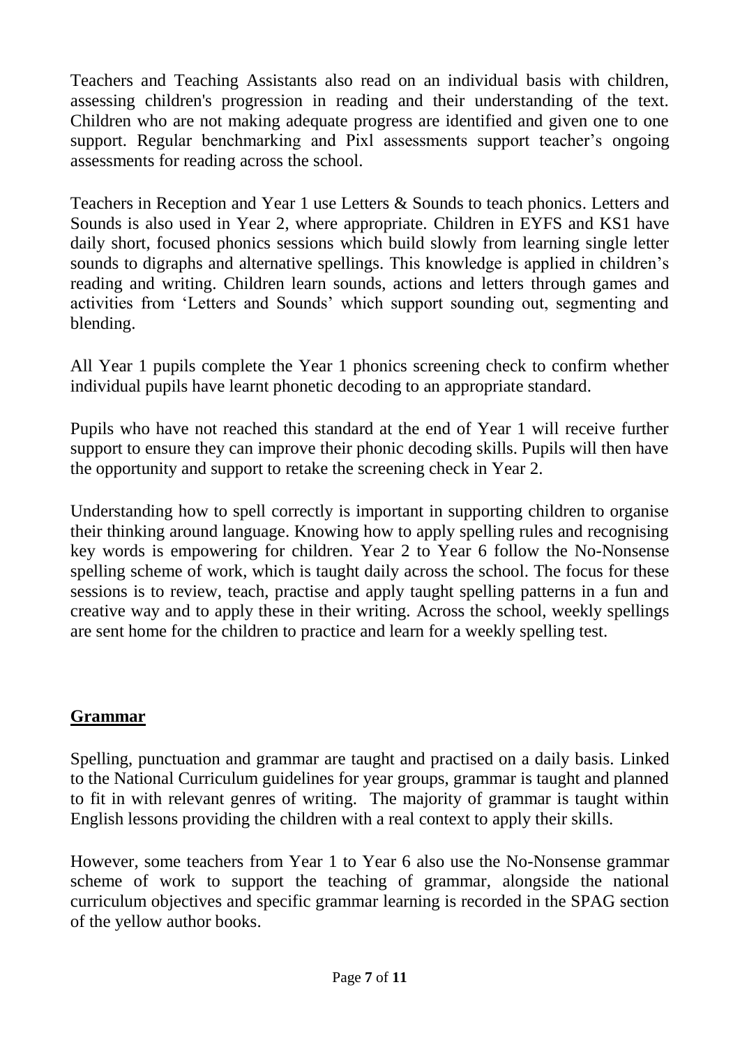Teachers and Teaching Assistants also read on an individual basis with children, assessing children's progression in reading and their understanding of the text. Children who are not making adequate progress are identified and given one to one support. Regular benchmarking and Pixl assessments support teacher's ongoing assessments for reading across the school.

Teachers in Reception and Year 1 use Letters & Sounds to teach phonics. Letters and Sounds is also used in Year 2, where appropriate. Children in EYFS and KS1 have daily short, focused phonics sessions which build slowly from learning single letter sounds to digraphs and alternative spellings. This knowledge is applied in children's reading and writing. Children learn sounds, actions and letters through games and activities from 'Letters and Sounds' which support sounding out, segmenting and blending.

All Year 1 pupils complete the Year 1 phonics screening check to confirm whether individual pupils have learnt phonetic decoding to an appropriate standard.

Pupils who have not reached this standard at the end of Year 1 will receive further support to ensure they can improve their phonic decoding skills. Pupils will then have the opportunity and support to retake the screening check in Year 2.

Understanding how to spell correctly is important in supporting children to organise their thinking around language. Knowing how to apply spelling rules and recognising key words is empowering for children. Year 2 to Year 6 follow the No-Nonsense spelling scheme of work, which is taught daily across the school. The focus for these sessions is to review, teach, practise and apply taught spelling patterns in a fun and creative way and to apply these in their writing. Across the school, weekly spellings are sent home for the children to practice and learn for a weekly spelling test.

## Grammar

Spelling, punctuation and grammar are taught and practised on a daily basis. Linked to the National Curriculum guidelines for year groups, grammar is taught and planned to fit in with relevant genres of writing. The majority of grammar is taught within English lessons providing the children with a real context to apply their skills.

However, some teachers from Year 1 to Year 6 also use the No-Nonsense grammar scheme of work to support the teaching of grammar, alongside the national curriculum objectives and specific grammar learning is recorded in the SPAG section of the yellow author books.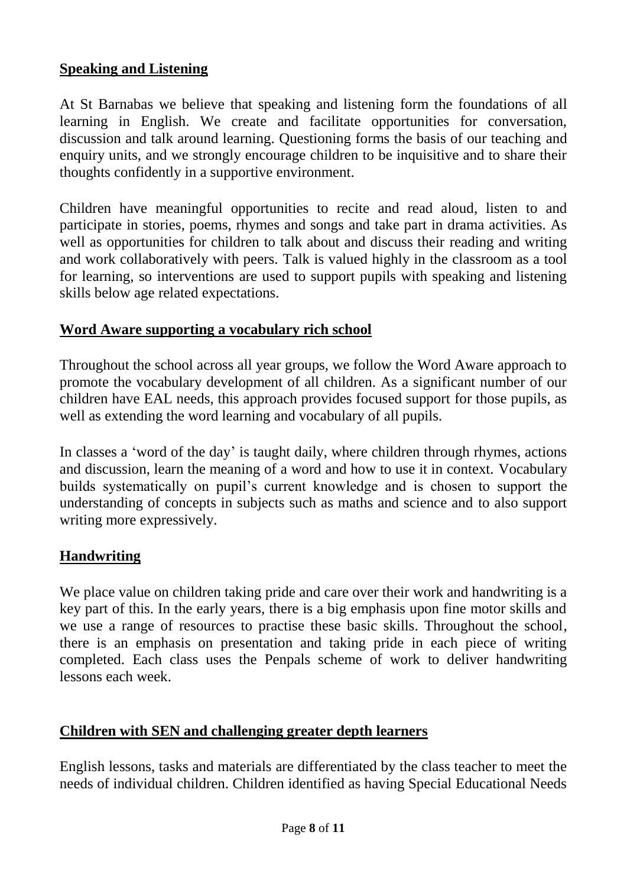## Speaking and Listening

At St Barnabas we believe that speaking and listening form the foundations of all learning in English. We create and facilitate opportunities for conversation, discussion and talk around learning. Questioning forms the basis of our teaching and enquiry units, and we strongly encourage children to be inquisitive and to share their thoughts confidently in a supportive environment.

Children have meaningful opportunities to recite and read aloud, listen to and participate in stories, poems, rhymes and songs and take part in drama activities. As well as opportunities for children to talk about and discuss their reading and writing and work collaboratively with peers. Talk is valued highly in the classroom as a tool for learning, so interventions are used to support pupils with speaking and listening skills below age related expectations.

## Word Aware supporting a vocabulary rich school

Throughout the school across all year groups, we follow the Word Aware approach to promote the vocabulary development of all children. As a significant number of our children have EAL needs, this approach provides focused support for those pupils, as well as extending the word learning and vocabulary of all pupils.

In classes a 'word of the day' is taught daily, where children through rhymes, actions and discussion, learn the meaning of a word and how to use it in context. Vocabulary builds systematically on pupil's current knowledge and is chosen to support the understanding of concepts in subjects such as maths and science and to also support writing more expressively.

## Handwriting

We place value on children taking pride and care over their work and handwriting is a key part of this. In the early years, there is a big emphasis upon fine motor skills and we use a range of resources to practise these basic skills. Throughout the school, there is an emphasis on presentation and taking pride in each piece of writing completed. Each class uses the Penpals scheme of work to deliver handwriting lessons each week.

## Children with SEN and challenging greater depth learners

English lessons, tasks and materials are differentiated by the class teacher to meet the needs of individual children. Children identified as having Special Educational Needs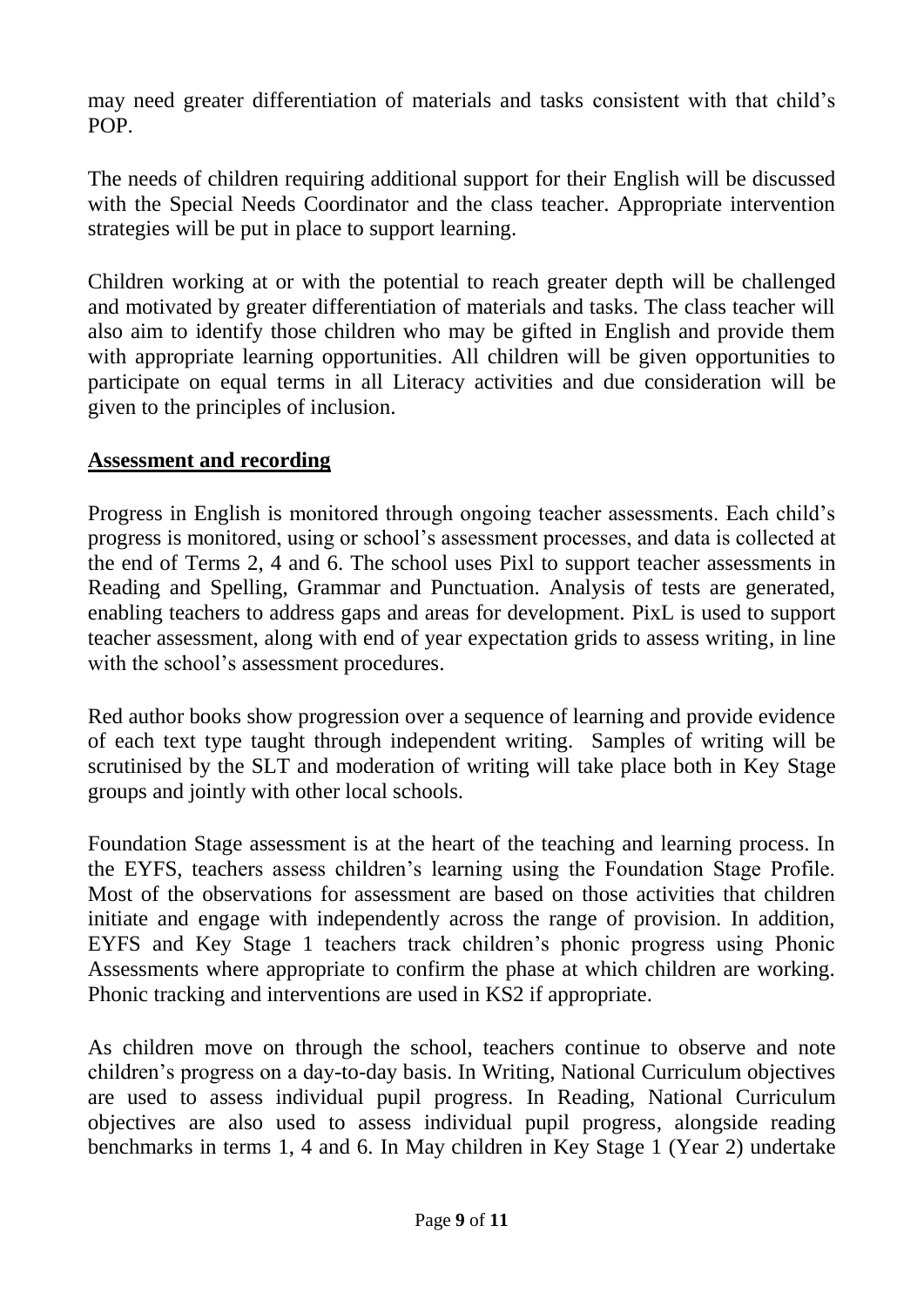may need greater differentiation of materials and tasks consistent with that child's POP.

The needs of children requiring additional support for their English will be discussed with the Special Needs Coordinator and the class teacher. Appropriate intervention strategies will be put in place to support learning.

Children working at or with the potential to reach greater depth will be challenged and motivated by greater differentiation of materials and tasks. The class teacher will also aim to identify those children who may be gifted in English and provide them with appropriate learning opportunities. All children will be given opportunities to participate on equal terms in all Literacy activities and due consideration will be given to the principles of inclusion.

## Assessment and recording

Progress in English is monitored through ongoing teacher assessments. Each child's progress is monitored, using or school's assessment processes, and data is collected at the end of Terms 2, 4 and 6. The school uses Pixl to support teacher assessments in Reading and Spelling, Grammar and Punctuation. Analysis of tests are generated, enabling teachers to address gaps and areas for development. PixL is used to support teacher assessment, along with end of year expectation grids to assess writing, in line with the school's assessment procedures.

Red author books show progression over a sequence of learning and provide evidence of each text type taught through independent writing. Samples of writing will be scrutinised by the SLT and moderation of writing will take place both in Key Stage groups and jointly with other local schools.

Foundation Stage assessment is at the heart of the teaching and learning process. In the EYFS, teachers assess children's learning using the Foundation Stage Profile. Most of the observations for assessment are based on those activities that children initiate and engage with independently across the range of provision. In addition, EYFS and Key Stage 1 teachers track children's phonic progress using Phonic Assessments where appropriate to confirm the phase at which children are working. Phonic tracking and interventions are used in KS2 if appropriate.

As children move on through the school, teachers continue to observe and note children's progress on a day-to-day basis. In Writing, National Curriculum objectives are used to assess individual pupil progress. In Reading, National Curriculum objectives are also used to assess individual pupil progress, alongside reading benchmarks in terms 1, 4 and 6. In May children in Key Stage 1 (Year 2) undertake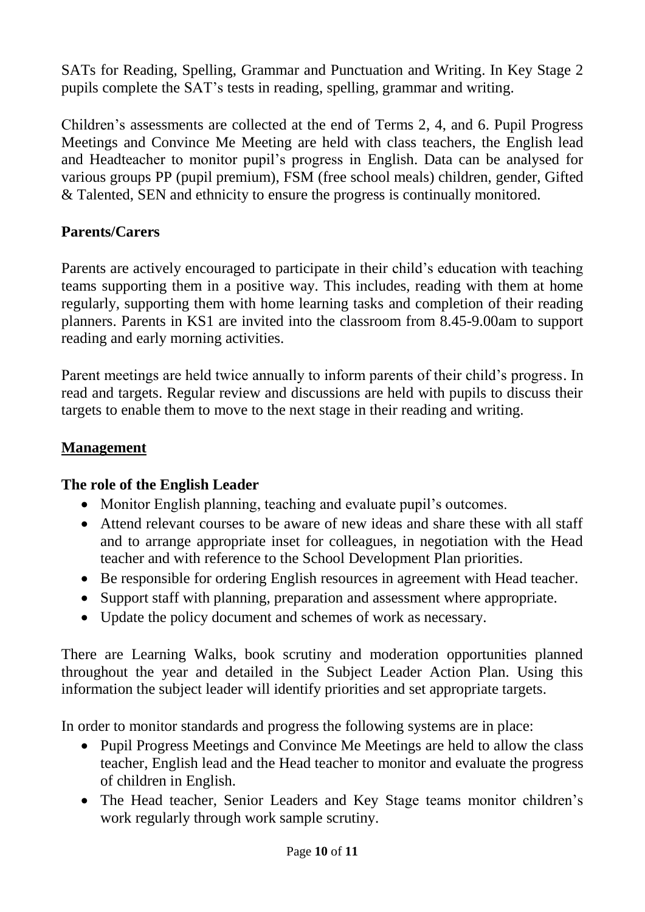SATs for Reading, Spelling, Grammar and Punctuation and Writing. In Key Stage 2 pupils complete the SAT's tests in reading, spelling, grammar and writing.

Children's assessments are collected at the end of Terms 2, 4, and 6. Pupil Progress Meetings and Convince Me Meeting are held with class teachers, the English lead and Headteacher to monitor pupil's progress in English. Data can be analysed for various groups PP (pupil premium), FSM (free school meals) children, gender, Gifted & Talented, SEN and ethnicity to ensure the progress is continually monitored.

**Parents/Carers**

Parents are actively encouraged to participate in their child's education with teaching teams supporting them in a positive way. This includes, reading with them at home regularly, supporting them with home learning tasks and completion of their reading planners. Parents in KS1 are invited into the classroom from 8.45-9.00am to support reading and early morning activities.

Parent meetings are held twice annually to inform parents of their child's progress. In read and targets. Regular review and discussions are held with pupils to discuss their targets to enable them to move to the next stage in their reading and writing.

## Management

**The role of the English Leader**

- Monitor English planning, teaching and evaluate pupil's outcomes.
- Attend relevant courses to be aware of new ideas and share these with all staff and to arrange appropriate inset for colleagues, in negotiation with the Head teacher and with reference to the School Development Plan priorities.
- Be responsible for ordering English resources in agreement with Head teacher.
- Support staff with planning, preparation and assessment where appropriate.
- Update the policy document and schemes of work as necessary.

There are Learning Walks, book scrutiny and moderation opportunities planned throughout the year and detailed in the Subject Leader Action Plan. Using this information the subject leader will identify priorities and set appropriate targets.

In order to monitor standards and progress the following systems are in place:

- Pupil Progress Meetings and Convince Me Meetings are held to allow the class teacher, English lead and the Head teacher to monitor and evaluate the progress of children in English.
- The Head teacher, Senior Leaders and Key Stage teams monitor children's work regularly through work sample scrutiny.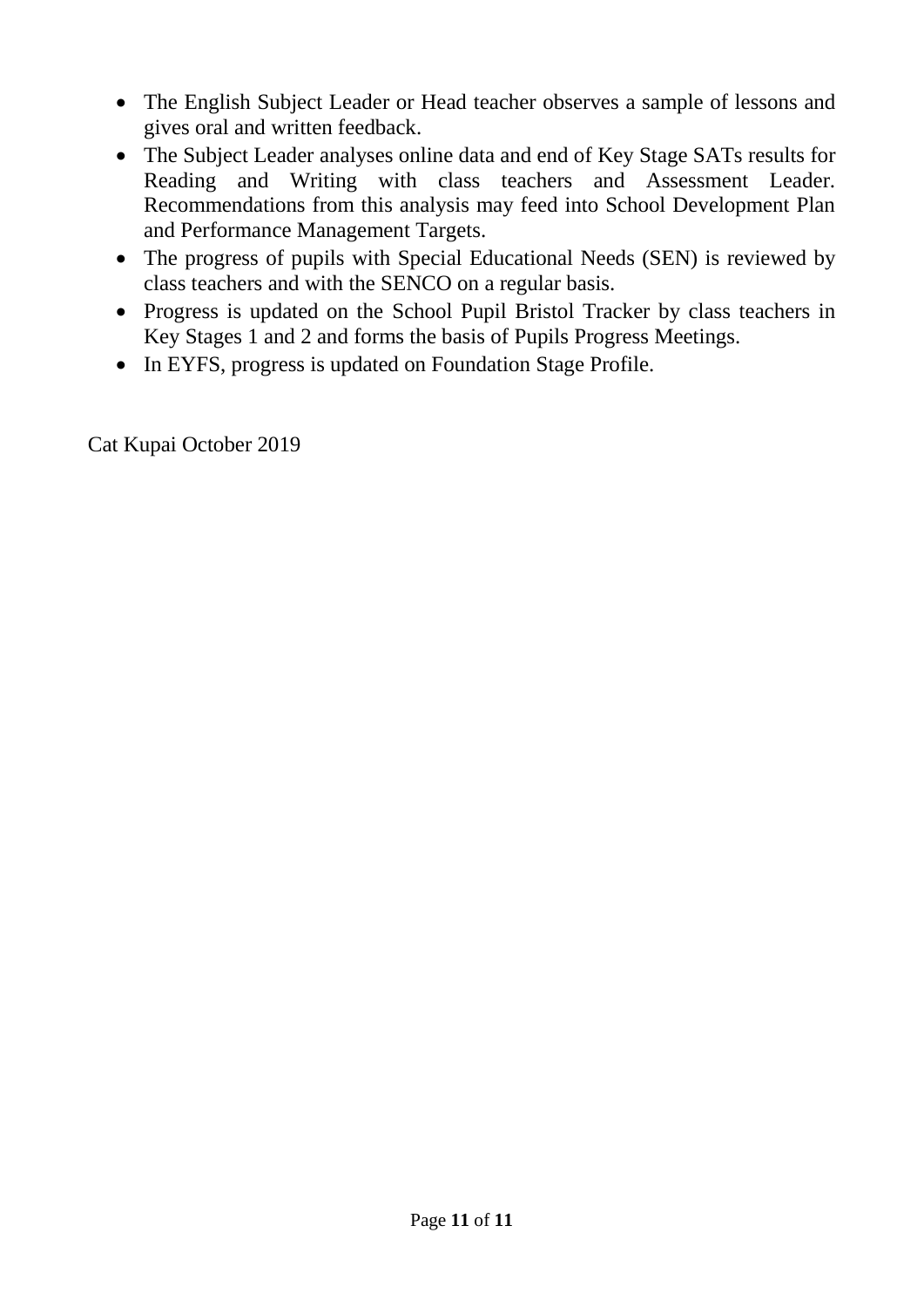- The English Subject Leader or Head teacher observes a sample of lessons and gives oral and written feedback.
- The Subject Leader analyses online data and end of Key Stage SATs results for Reading and Writing with class teachers and Assessment Leader. Recommendations from this analysis may feed into School Development Plan and Performance Management Targets.
- The progress of pupils with Special Educational Needs (SEN) is reviewed by class teachers and with the SENCO on a regular basis.
- Progress is updated on the School Pupil Bristol Tracker by class teachers in Key Stages 1 and 2 and forms the basis of Pupils Progress Meetings.
- In EYFS, progress is updated on Foundation Stage Profile.

Cat Kupai October 2019